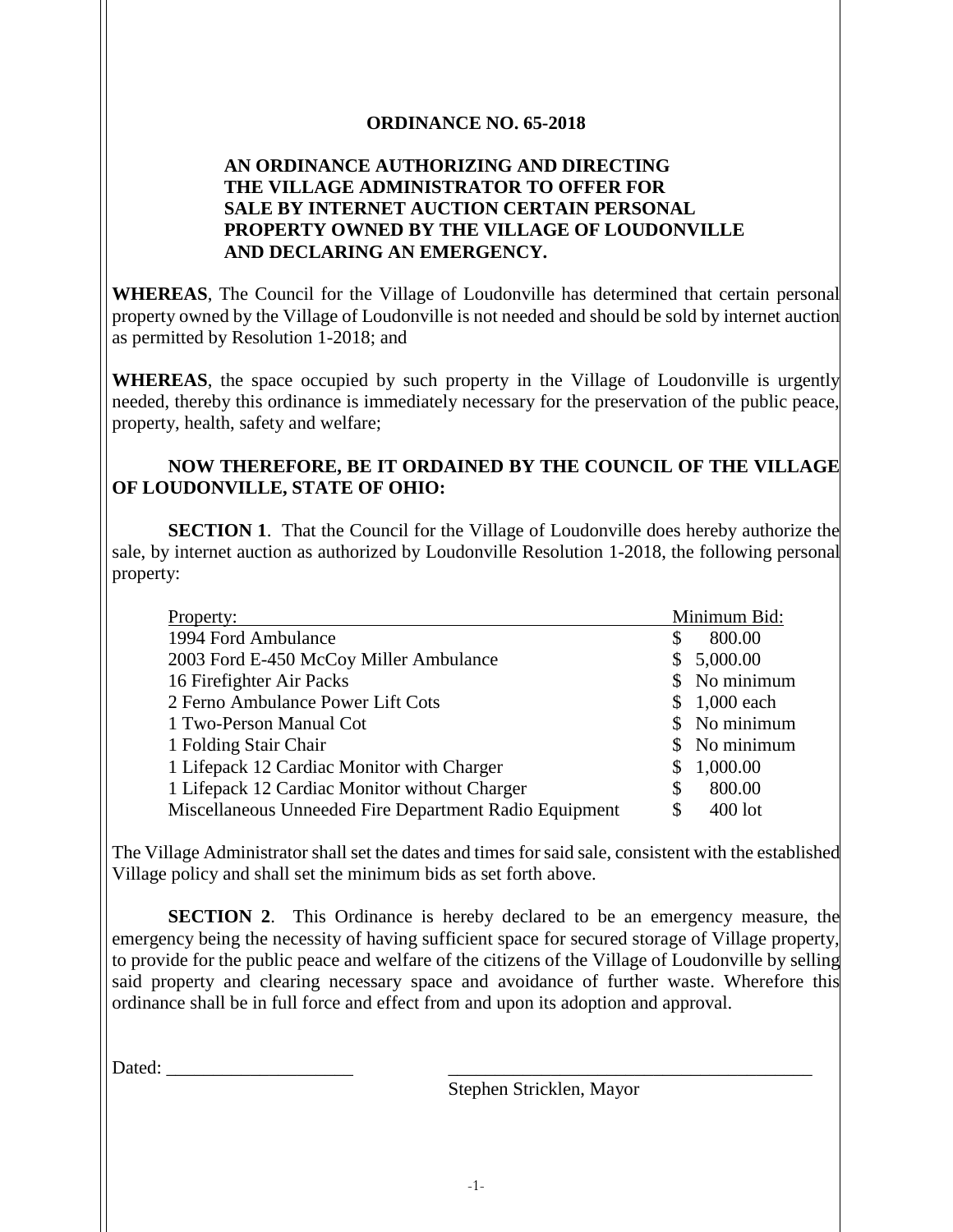**ORDINANCE NO. 65-2018**

**AN ORDINANCE AUTHORIZING AND DIRECTING THE VILLAGE ADMINISTRATOR TO OFFER FOR SALE BY INTERNET AUCTION CERTAIN PERSONAL PROPERTY OWNED BY THE VILLAGE OF LOUDONVILLE AND DECLARING AN EMERGENCY.**

**WHEREAS**, The Council for the Village of Loudonville has determined that certain personal property owned by the Village of Loudonville is not needed and should be sold by internet auction as permitted by Resolution 1-2018; and

**WHEREAS**, the space occupied by such property in the Village of Loudonville is urgently needed, thereby this ordinance is immediately necessary for the preservation of the public peace, property, health, safety and welfare;

**NOW THEREFORE, BE IT ORDAINED BY THE COUNCIL OF THE VILLAGE OF LOUDONVILLE, STATE OF OHIO:**

**SECTION 1**. That the Council for the Village of Loudonville does hereby authorize the sale, by internet auction as authorized by Loudonville Resolution 1-2018, the following personal property:

| Property: | Minimum Bid: |
|---|---|
| 1994 Ford Ambulance | $ 800.00 |
| 2003 Ford E-450 McCoy Miller Ambulance | $ 5,000.00 |
| 16 Firefighter Air Packs | $ No minimum |
| 2 Ferno Ambulance Power Lift Cots | $ 1,000 each |
| 1 Two-Person Manual Cot | $ No minimum |
| 1 Folding Stair Chair | $ No minimum |
| 1 Lifepack 12 Cardiac Monitor with Charger | $ 1,000.00 |
| 1 Lifepack 12 Cardiac Monitor without Charger | $ 800.00 |
| Miscellaneous Unneeded Fire Department Radio Equipment | $ 400 lot |

The Village Administrator shall set the dates and times for said sale, consistent with the established Village policy and shall set the minimum bids as set forth above.

**SECTION 2**. This Ordinance is hereby declared to be an emergency measure, the emergency being the necessity of having sufficient space for secured storage of Village property, to provide for the public peace and welfare of the citizens of the Village of Loudonville by selling said property and clearing necessary space and avoidance of further waste. Wherefore this ordinance shall be in full force and effect from and upon its adoption and approval.

Dated: ____________________

_________________________________________
Stephen Stricklen, Mayor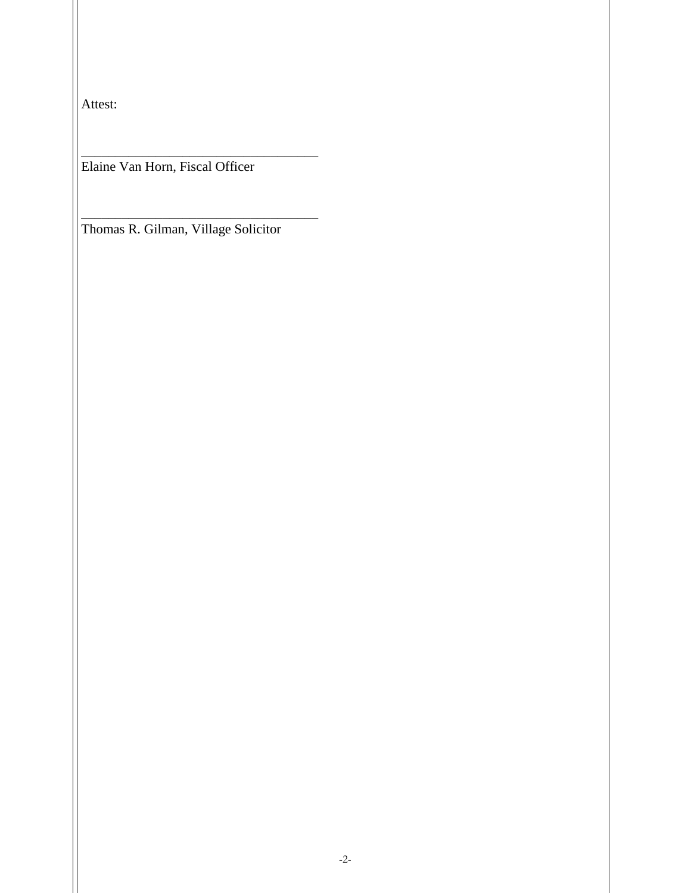Attest:

\_\_\_\_\_\_\_\_\_\_\_\_\_\_\_\_\_\_\_\_\_\_\_\_\_\_\_\_\_\_\_\_\_\_\_

Elaine Van Horn, Fiscal Officer

\_\_\_\_\_\_\_\_\_\_\_\_\_\_\_\_\_\_\_\_\_\_\_\_\_\_\_\_\_\_\_\_\_\_\_

Thomas R. Gilman, Village Solicitor